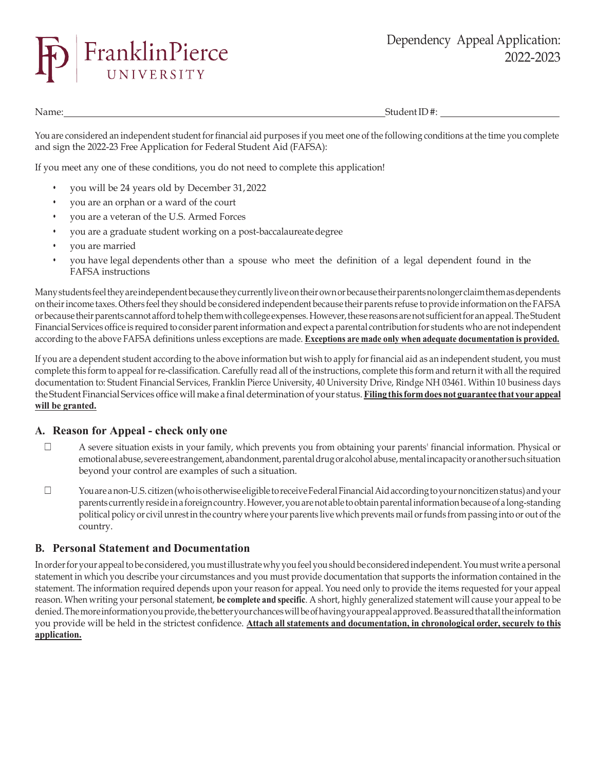FranklinPierce UNIVERSITY

# Dependency Appeal Application: 2022-2023

Name: ______________________________ Student ID #: ______________

You are considered an independent student for financial aid purposes if you meet one of the following conditions at the time you complete and sign the 2022-23 Free Application for Federal Student Aid (FAFSA):

If you meet any one of these conditions, you do not need to complete this application!

- you will be 24 years old by December 31, 2022
- you are an orphan or a ward of the court
- you are a veteran of the U.S. Armed Forces
- you are a graduate student working on a post-baccalaureate degree
- you are married
- you have legal dependents other than a spouse who meet the definition of a legal dependent found in the FAFSA instructions

Many students feel they are independent because they currently live on their own or because their parents no longer claim them as dependents on their income taxes. Others feel they should be considered independent because their parents refuse to provide information on the FAFSA or because their parents cannot afford to help them with college expenses. However, these reasons are not sufficient for an appeal. The Student Financial Services office is required to consider parent information and expect a parental contribution for students who are not independent according to the above FAFSA definitions unless exceptions are made. **Exceptions are made only when adequate documentation is provided.**

If you are a dependent student according to the above information but wish to apply for financial aid as an independent student, you must complete this form to appeal for re-classification. Carefully read all of the instructions, complete this form and return it with all the required documentation to: Student Financial Services, Franklin Pierce University, 40 University Drive, Rindge NH 03461. Within 10 business days the Student Financial Services office will make a final determination of your status. **Filing this form does not guarantee that your appeal will be granted.**

## A. Reason for Appeal - check only one

☐ A severe situation exists in your family, which prevents you from obtaining your parents' financial information. Physical or emotional abuse, severe estrangement, abandonment, parental drug or alcohol abuse, mental incapacity or another such situation beyond your control are examples of such a situation.

☐ You are a non-U.S. citizen (who is otherwise eligible to receive Federal Financial Aid according to your noncitizen status) and your parents currently reside in a foreign country. However, you are not able to obtain parental information because of a long-standing political policy or civil unrest in the country where your parents live which prevents mail or funds from passing into or out of the country.

## B. Personal Statement and Documentation

In order for your appeal to be considered, you must illustrate why you feel you should be considered independent. You must write a personal statement in which you describe your circumstances and you must provide documentation that supports the information contained in the statement. The information required depends upon your reason for appeal. You need only to provide the items requested for your appeal reason. When writing your personal statement, **be complete and specific**. A short, highly generalized statement will cause your appeal to be denied. The more information you provide, the better your chances will be of having your appeal approved. Be assured that all the information you provide will be held in the strictest confidence. **Attach all statements and documentation, in chronological order, securely to this application.**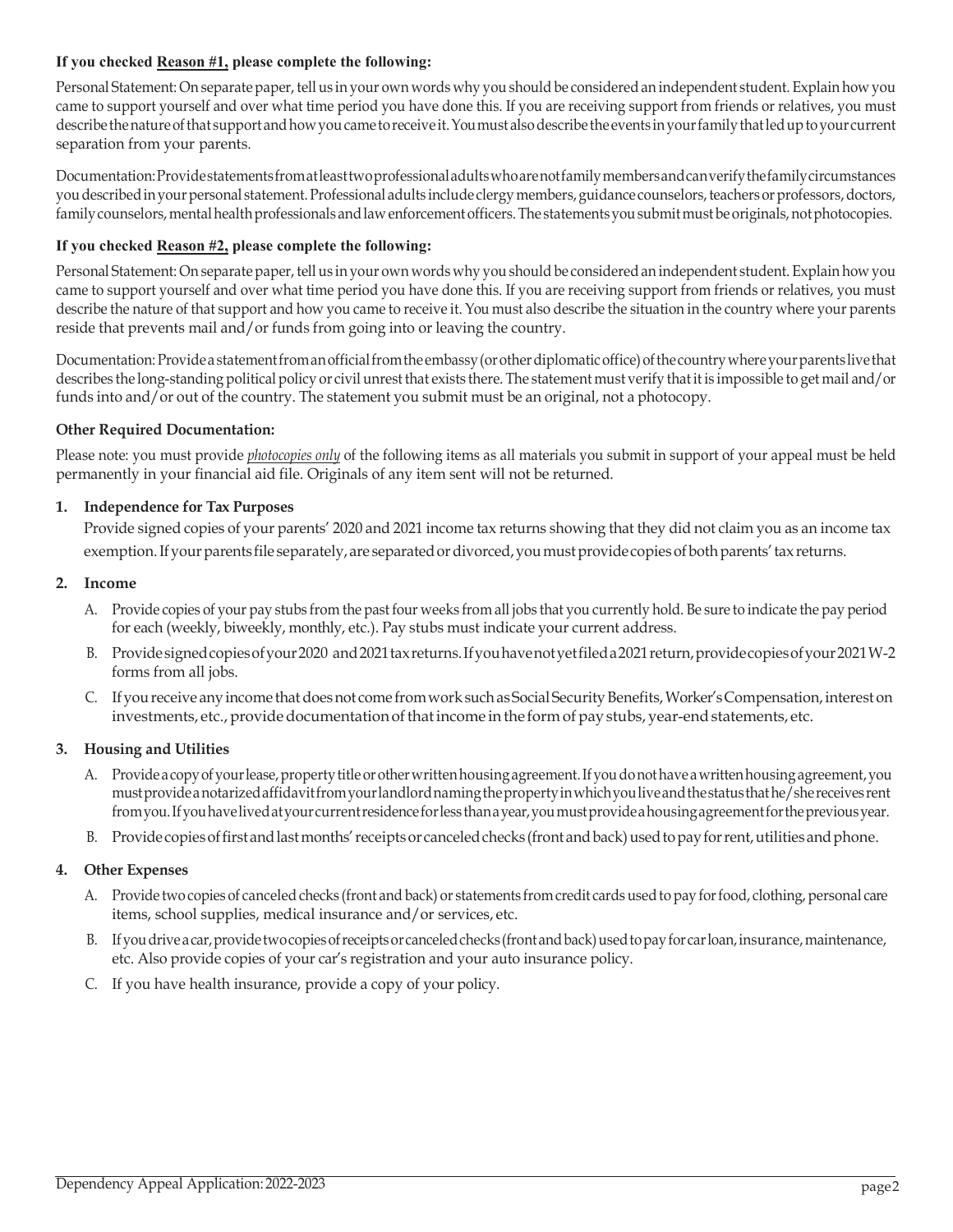**If you checked Reason #1, please complete the following:**

Personal Statement: On separate paper, tell us in your own words why you should be considered an independent student. Explain how you came to support yourself and over what time period you have done this. If you are receiving support from friends or relatives, you must describe the nature of that support and how you came to receive it. You must also describe the events in your family that led up to your current separation from your parents.

Documentation: Provide statements from at least two professional adults who are not family members and can verify the family circumstances you described in your personal statement. Professional adults include clergy members, guidance counselors, teachers or professors, doctors, family counselors, mental health professionals and law enforcement officers. The statements you submit must be originals, not photocopies.

**If you checked Reason #2, please complete the following:**

Personal Statement: On separate paper, tell us in your own words why you should be considered an independent student. Explain how you came to support yourself and over what time period you have done this. If you are receiving support from friends or relatives, you must describe the nature of that support and how you came to receive it. You must also describe the situation in the country where your parents reside that prevents mail and/or funds from going into or leaving the country.

Documentation: Provide a statement from an official from the embassy (or other diplomatic office) of the country where your parents live that describes the long-standing political policy or civil unrest that exists there. The statement must verify that it is impossible to get mail and/or funds into and/or out of the country. The statement you submit must be an original, not a photocopy.

**Other Required Documentation:**

Please note: you must provide *photocopies only* of the following items as all materials you submit in support of your appeal must be held permanently in your financial aid file. Originals of any item sent will not be returned.

**1. Independence for Tax Purposes**

Provide signed copies of your parents' 2020 and 2021 income tax returns showing that they did not claim you as an income tax exemption. If your parents file separately, are separated or divorced, you must provide copies of both parents' tax returns.

**2. Income**

A. Provide copies of your pay stubs from the past four weeks from all jobs that you currently hold. Be sure to indicate the pay period for each (weekly, biweekly, monthly, etc.). Pay stubs must indicate your current address.

B. Provide signed copies of your 2020 and 2021 tax returns. If you have not yet filed a 2021 return, provide copies of your 2021 W-2 forms from all jobs.

C. If you receive any income that does not come from work such as Social Security Benefits, Worker's Compensation, interest on investments, etc., provide documentation of that income in the form of pay stubs, year-end statements, etc.

**3. Housing and Utilities**

A. Provide a copy of your lease, property title or other written housing agreement. If you do not have a written housing agreement, you must provide a notarized affidavit from your landlord naming the property in which you live and the status that he/she receives rent from you. If you have lived at your current residence for less than a year, you must provide a housing agreement for the previous year.

B. Provide copies of first and last months' receipts or canceled checks (front and back) used to pay for rent, utilities and phone.

**4. Other Expenses**

A. Provide two copies of canceled checks (front and back) or statements from credit cards used to pay for food, clothing, personal care items, school supplies, medical insurance and/or services, etc.

B. If you drive a car, provide two copies of receipts or canceled checks (front and back) used to pay for car loan, insurance, maintenance, etc. Also provide copies of your car's registration and your auto insurance policy.

C. If you have health insurance, provide a copy of your policy.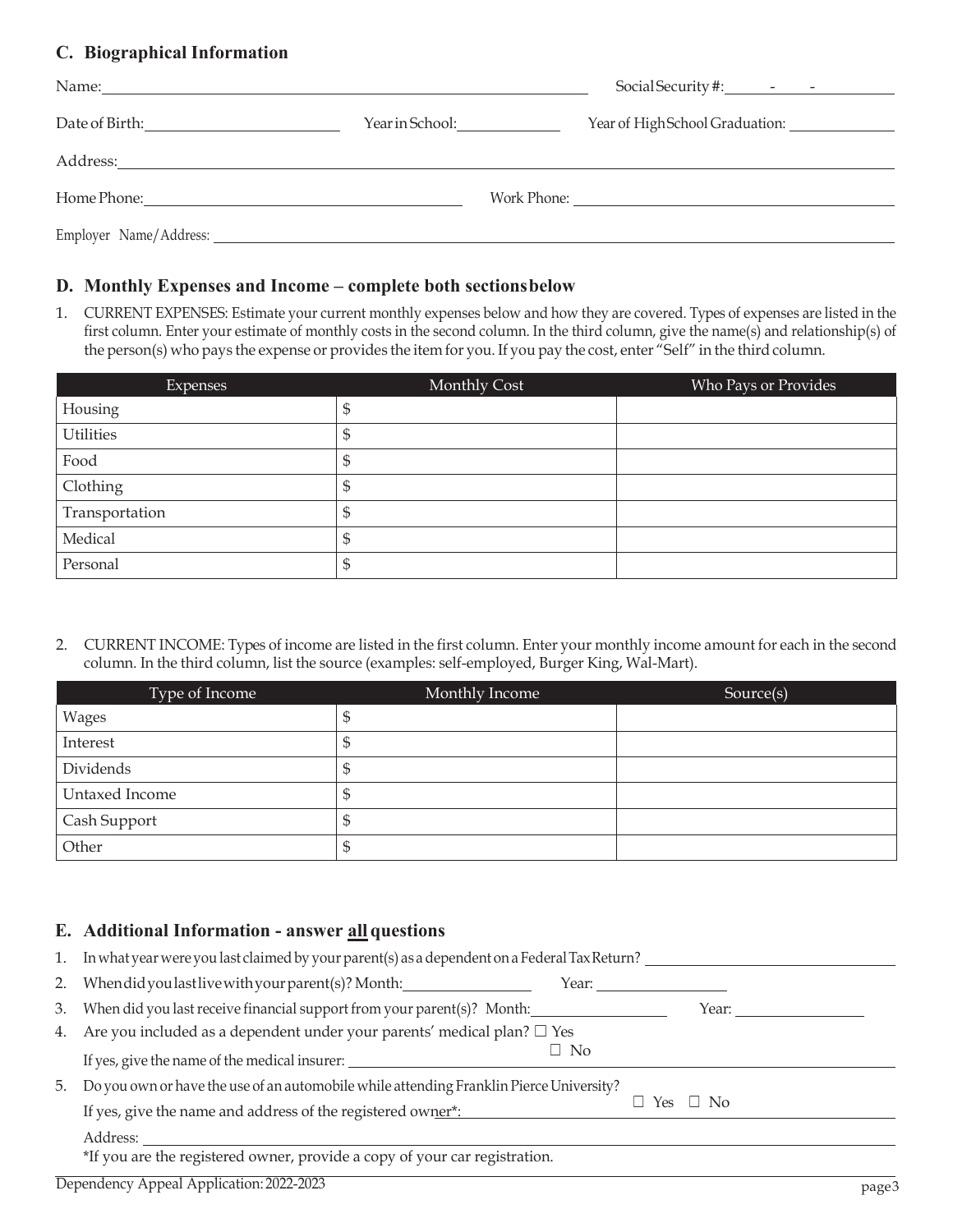## C. Biographical Information

Name: ______________________ Social Security #: ___ - ___ - ______

Date of Birth: ______________ Year in School: __________ Year of High School Graduation: __________

Address: ____________________________________________

Home Phone: ______________________ Work Phone: ______________________

Employer Name/Address: ____________________________________________

## D. Monthly Expenses and Income – complete both sections below

1. CURRENT EXPENSES: Estimate your current monthly expenses below and how they are covered. Types of expenses are listed in the first column. Enter your estimate of monthly costs in the second column. In the third column, give the name(s) and relationship(s) of the person(s) who pays the expense or provides the item for you. If you pay the cost, enter "Self" in the third column.

| Expenses | Monthly Cost | Who Pays or Provides |
|---|---|---|
| Housing | $ | |
| Utilities | $ | |
| Food | $ | |
| Clothing | $ | |
| Transportation | $ | |
| Medical | $ | |
| Personal | $ | |

2. CURRENT INCOME: Types of income are listed in the first column. Enter your monthly income amount for each in the second column. In the third column, list the source (examples: self-employed, Burger King, Wal-Mart).

| Type of Income | Monthly Income | Source(s) |
|---|---|---|
| Wages | $ | |
| Interest | $ | |
| Dividends | $ | |
| Untaxed Income | $ | |
| Cash Support | $ | |
| Other | $ | |

## E. Additional Information - answer <u>all</u> questions

1. In what year were you last claimed by your parent(s) as a dependent on a Federal Tax Return? ______________
2. When did you last live with your parent(s)? Month: __________ Year: __________
3. When did you last receive financial support from your parent(s)? Month: __________ Year: __________
4. Are you included as a dependent under your parents' medical plan? ☐ Yes ☐ No

   If yes, give the name of the medical insurer: ______________________
5. Do you own or have the use of an automobile while attending Franklin Pierce University? ☐ Yes ☐ No

   If yes, give the name and address of the registered owner*: ______________________

   Address: ______________________

   *If you are the registered owner, provide a copy of your car registration.

Dependency Appeal Application: 2022-2023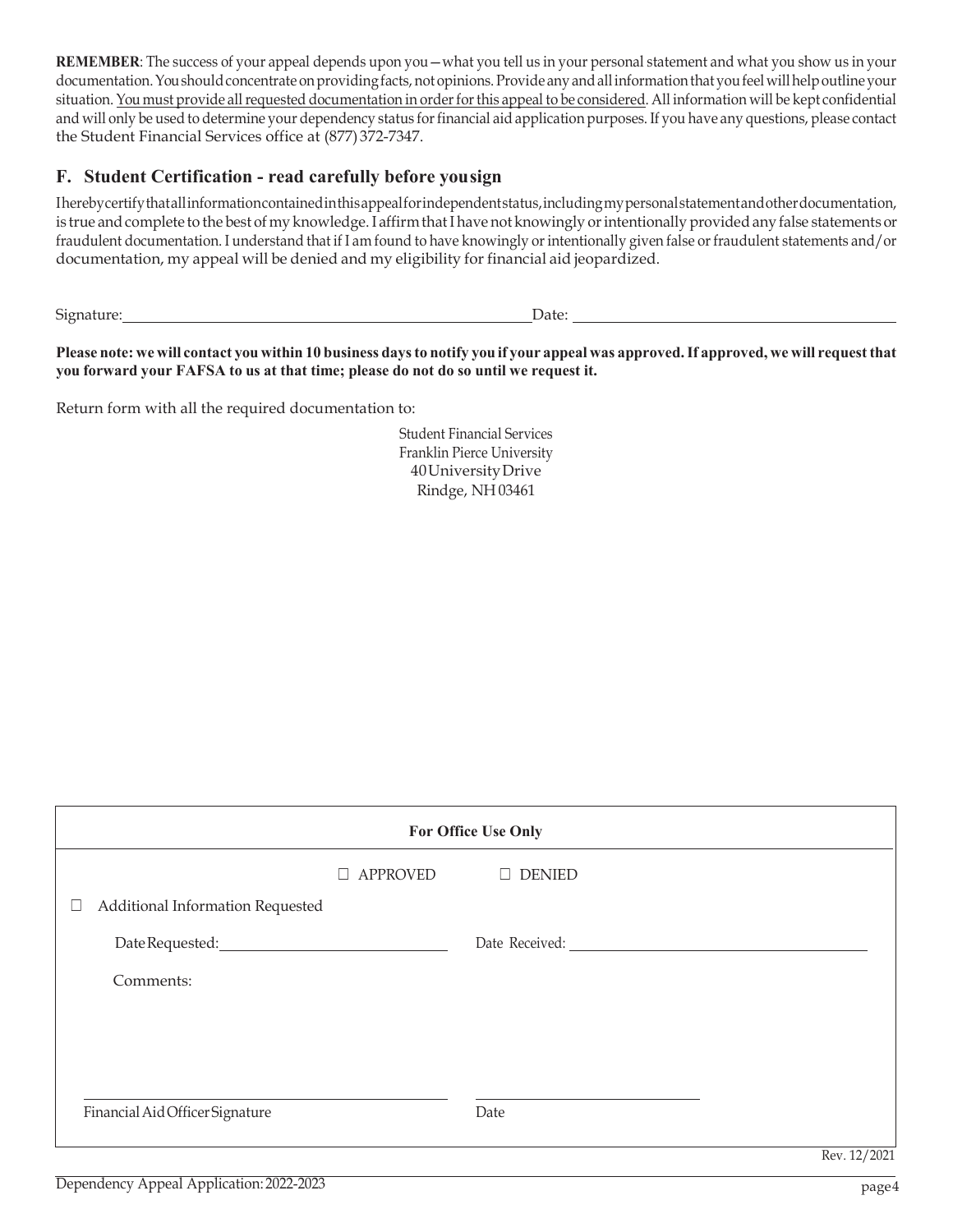**REMEMBER**: The success of your appeal depends upon you—what you tell us in your personal statement and what you show us in your documentation. You should concentrate on providing facts, not opinions. Provide any and all information that you feel will help outline your situation. <u>You must provide all requested documentation in order for this appeal to be considered</u>. All information will be kept confidential and will only be used to determine your dependency status for financial aid application purposes. If you have any questions, please contact the Student Financial Services office at (877) 372-7347.

## F. Student Certification - read carefully before you sign

I hereby certify that all information contained in this appeal for independent status, including my personal statement and other documentation, is true and complete to the best of my knowledge. I affirm that I have not knowingly or intentionally provided any false statements or fraudulent documentation. I understand that if I am found to have knowingly or intentionally given false or fraudulent statements and/or documentation, my appeal will be denied and my eligibility for financial aid jeopardized.

Signature:______________________________ Date: ______________________________

**Please note: we will contact you within 10 business days to notify you if your appeal was approved. If approved, we will request that you forward your FAFSA to us at that time; please do not do so until we request it.**

Return form with all the required documentation to:

Student Financial Services
Franklin Pierce University
40 University Drive
Rindge, NH 03461

**For Office Use Only**

☐ APPROVED ☐ DENIED

☐ Additional Information Requested

Date Requested: ______________________ Date Received: ______________________

Comments:

______________________________ ______________________
Financial Aid Officer Signature Date

Rev. 12/2021